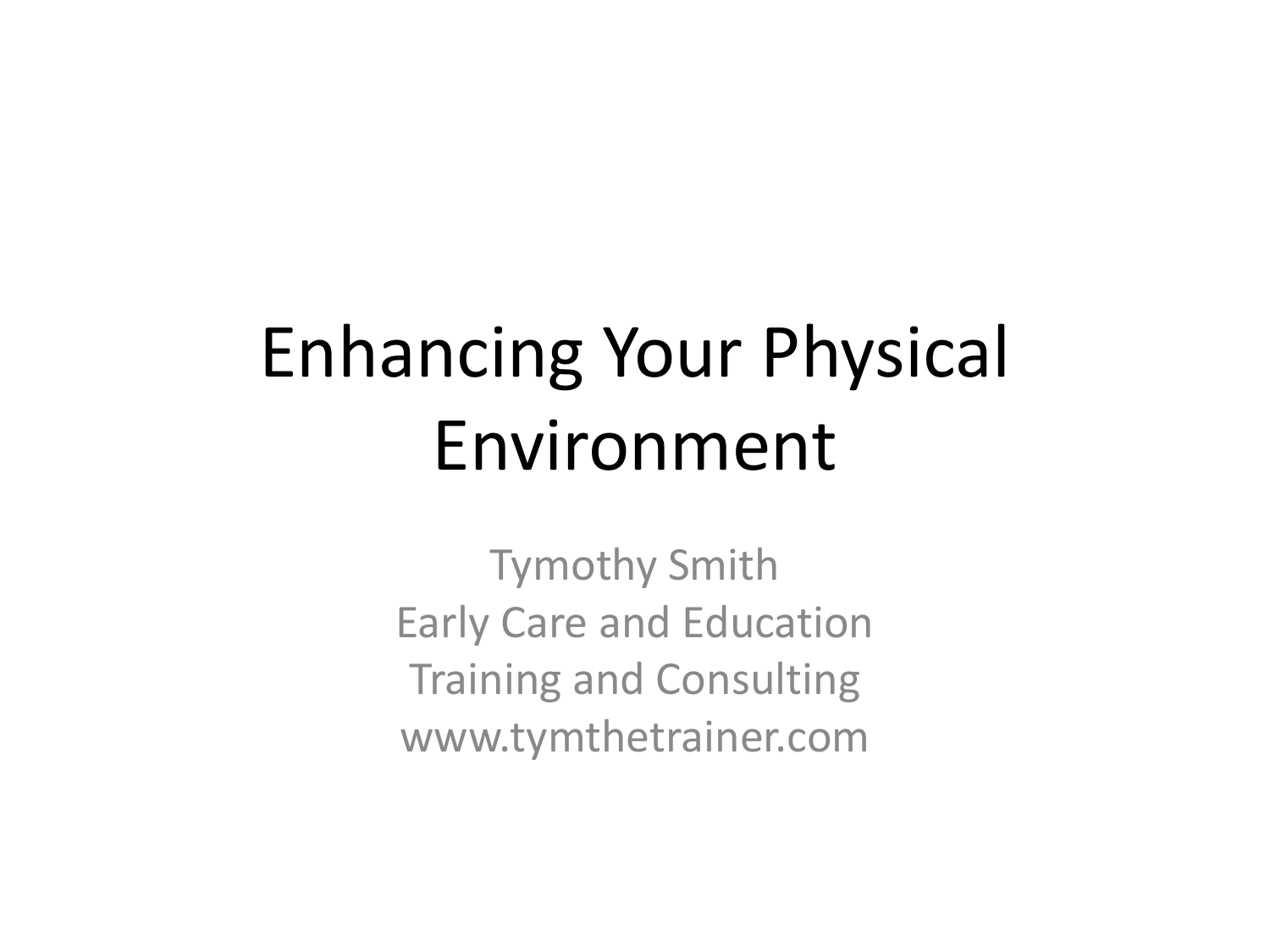# Enhancing Your Physical Environment

Tymothy Smith
Early Care and Education
Training and Consulting
www.tymthetrainer.com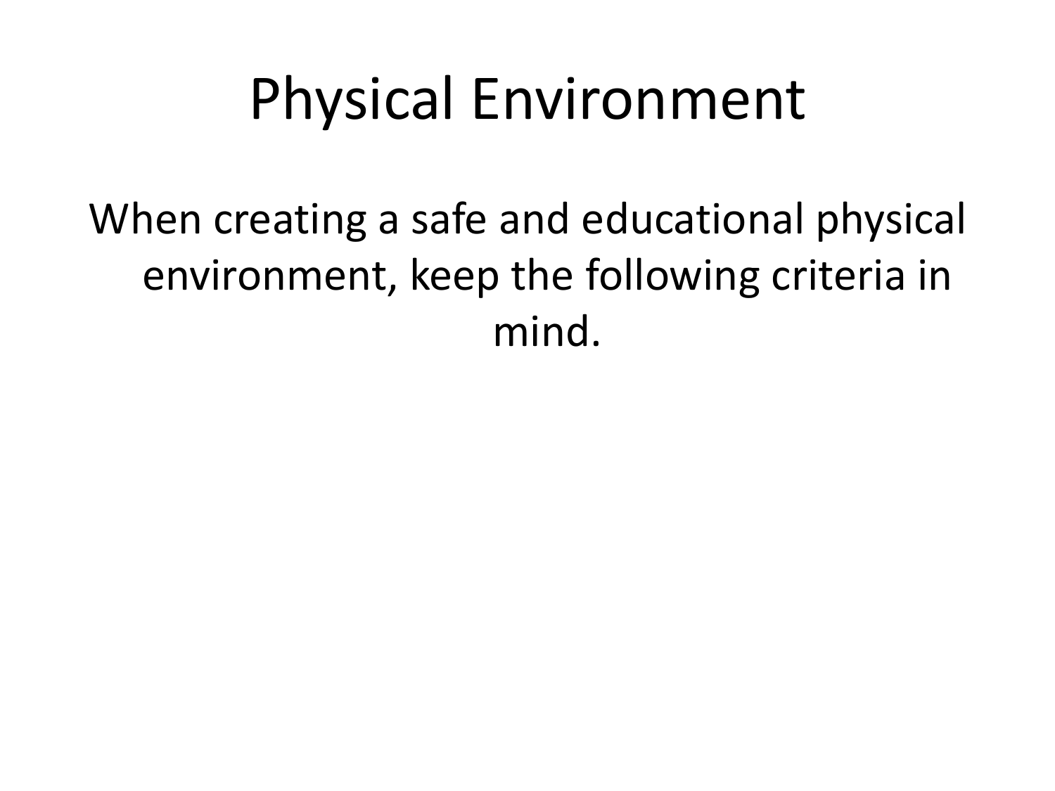# Physical Environment

When creating a safe and educational physical environment, keep the following criteria in mind.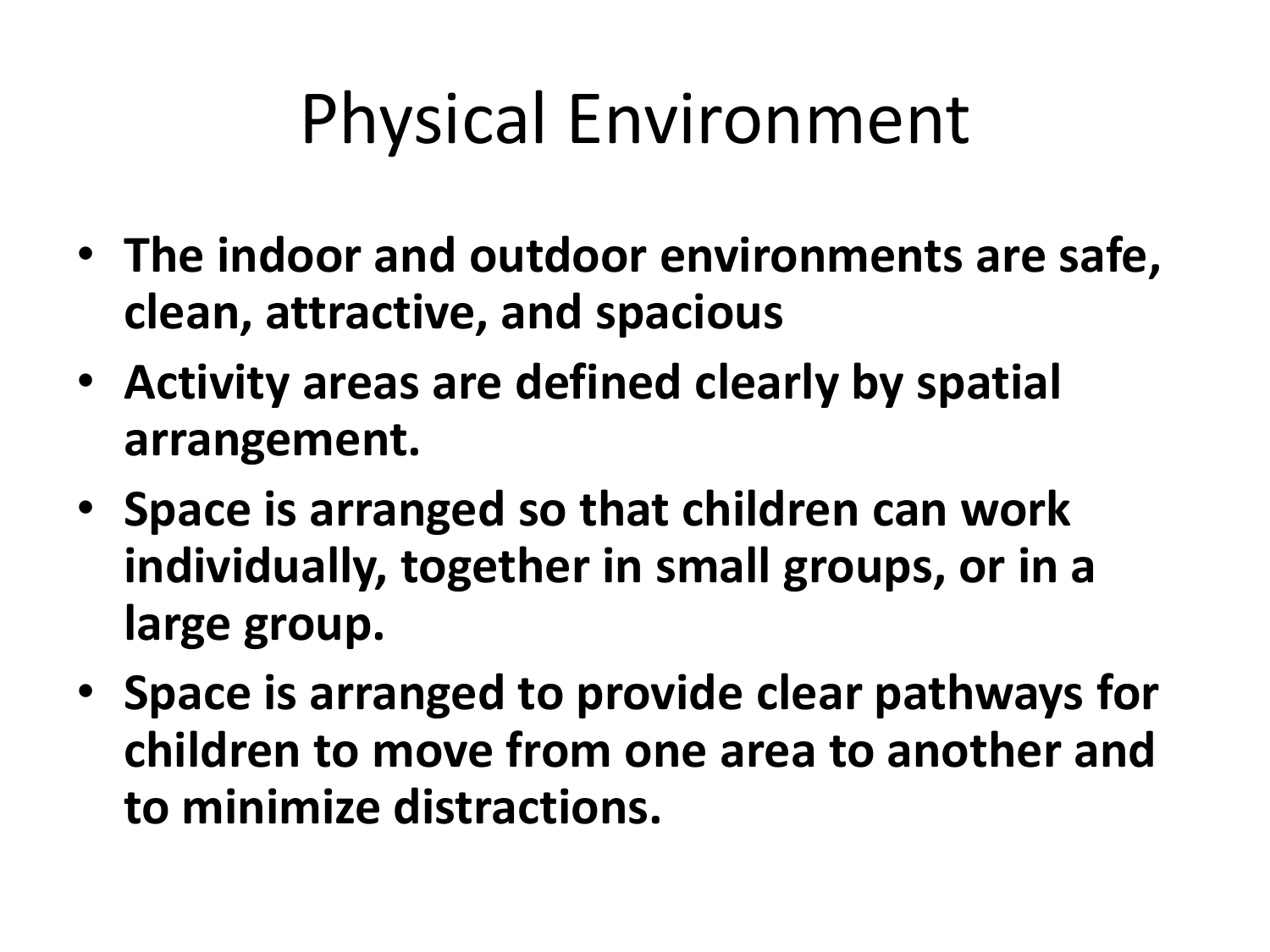# Physical Environment

- **The indoor and outdoor environments are safe, clean, attractive, and spacious**
- **Activity areas are defined clearly by spatial arrangement.**
- **Space is arranged so that children can work individually, together in small groups, or in a large group.**
- **Space is arranged to provide clear pathways for children to move from one area to another and to minimize distractions.**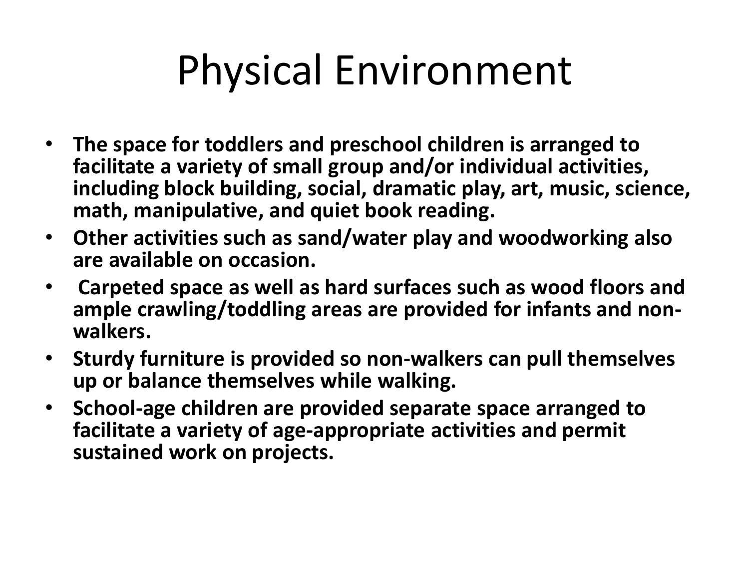# Physical Environment

- **The space for toddlers and preschool children is arranged to facilitate a variety of small group and/or individual activities, including block building, social, dramatic play, art, music, science, math, manipulative, and quiet book reading.**
- **Other activities such as sand/water play and woodworking also are available on occasion.**
- **Carpeted space as well as hard surfaces such as wood floors and ample crawling/toddling areas are provided for infants and non-walkers.**
- **Sturdy furniture is provided so non-walkers can pull themselves up or balance themselves while walking.**
- **School-age children are provided separate space arranged to facilitate a variety of age-appropriate activities and permit sustained work on projects.**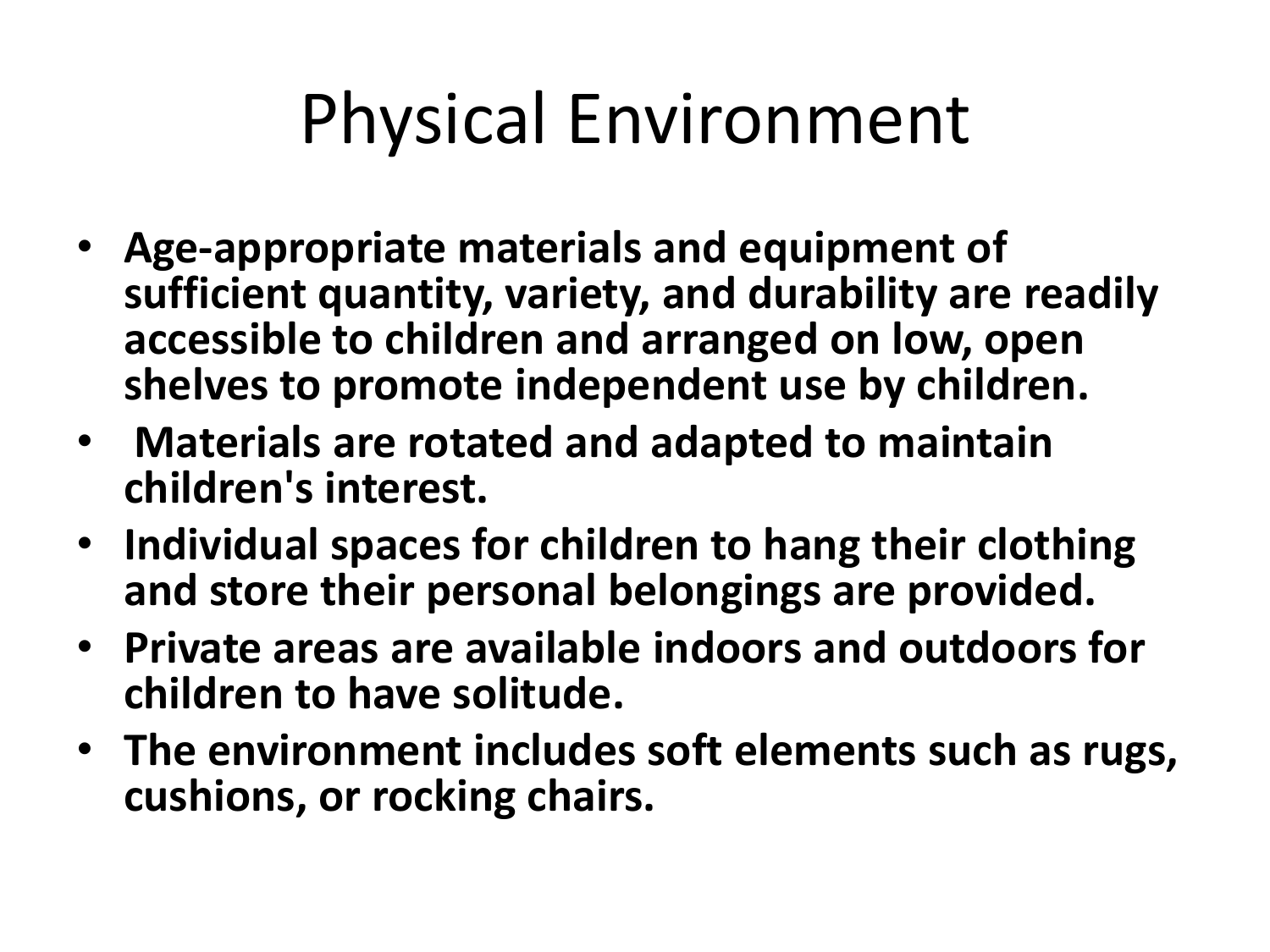# Physical Environment

- **Age-appropriate materials and equipment of sufficient quantity, variety, and durability are readily accessible to children and arranged on low, open shelves to promote independent use by children.**
- **Materials are rotated and adapted to maintain children's interest.**
- **Individual spaces for children to hang their clothing and store their personal belongings are provided.**
- **Private areas are available indoors and outdoors for children to have solitude.**
- **The environment includes soft elements such as rugs, cushions, or rocking chairs.**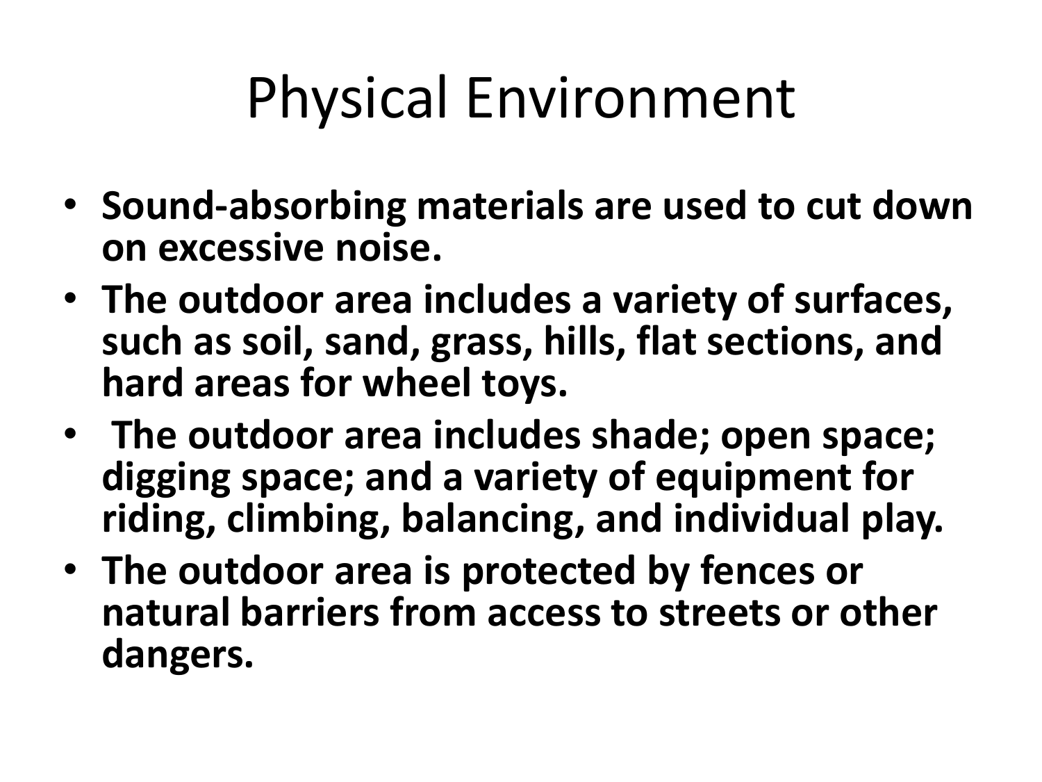# Physical Environment

- **Sound-absorbing materials are used to cut down on excessive noise.**
- **The outdoor area includes a variety of surfaces, such as soil, sand, grass, hills, flat sections, and hard areas for wheel toys.**
- **The outdoor area includes shade; open space; digging space; and a variety of equipment for riding, climbing, balancing, and individual play.**
- **The outdoor area is protected by fences or natural barriers from access to streets or other dangers.**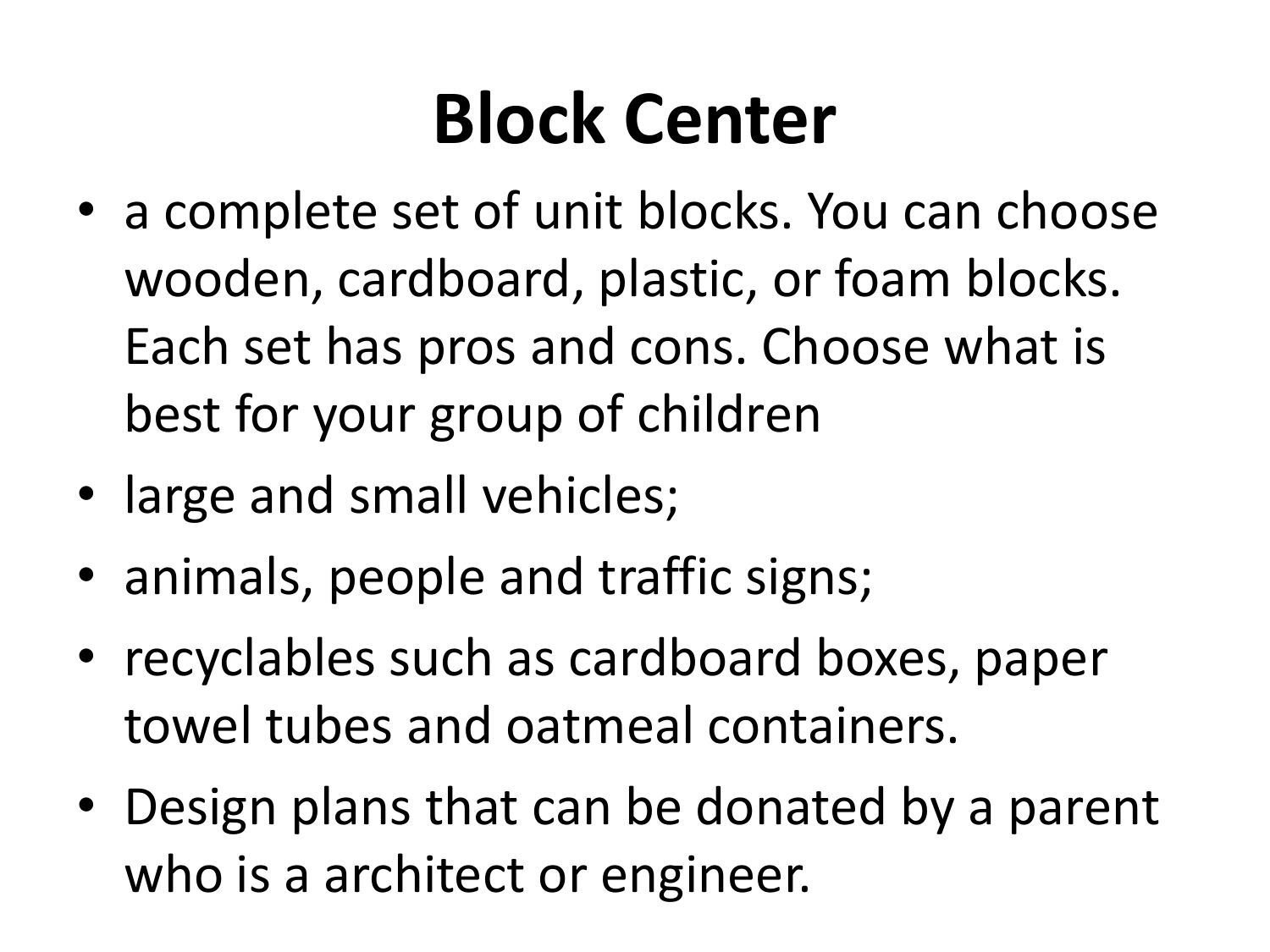# Block Center

- a complete set of unit blocks. You can choose wooden, cardboard, plastic, or foam blocks. Each set has pros and cons. Choose what is best for your group of children
- large and small vehicles;
- animals, people and traffic signs;
- recyclables such as cardboard boxes, paper towel tubes and oatmeal containers.
- Design plans that can be donated by a parent who is a architect or engineer.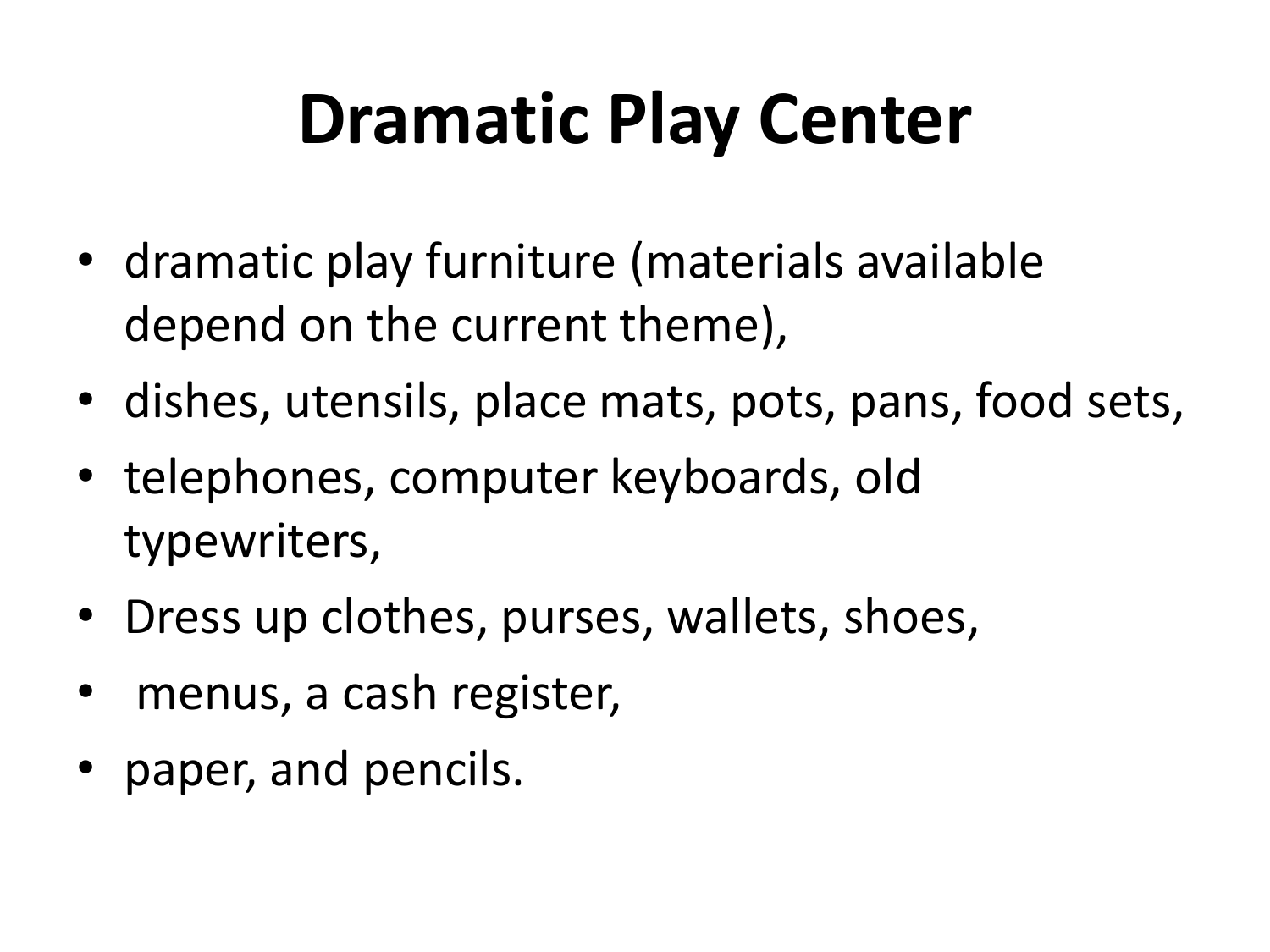# Dramatic Play Center

- dramatic play furniture (materials available depend on the current theme),
- dishes, utensils, place mats, pots, pans, food sets,
- telephones, computer keyboards, old typewriters,
- Dress up clothes, purses, wallets, shoes,
- menus, a cash register,
- paper, and pencils.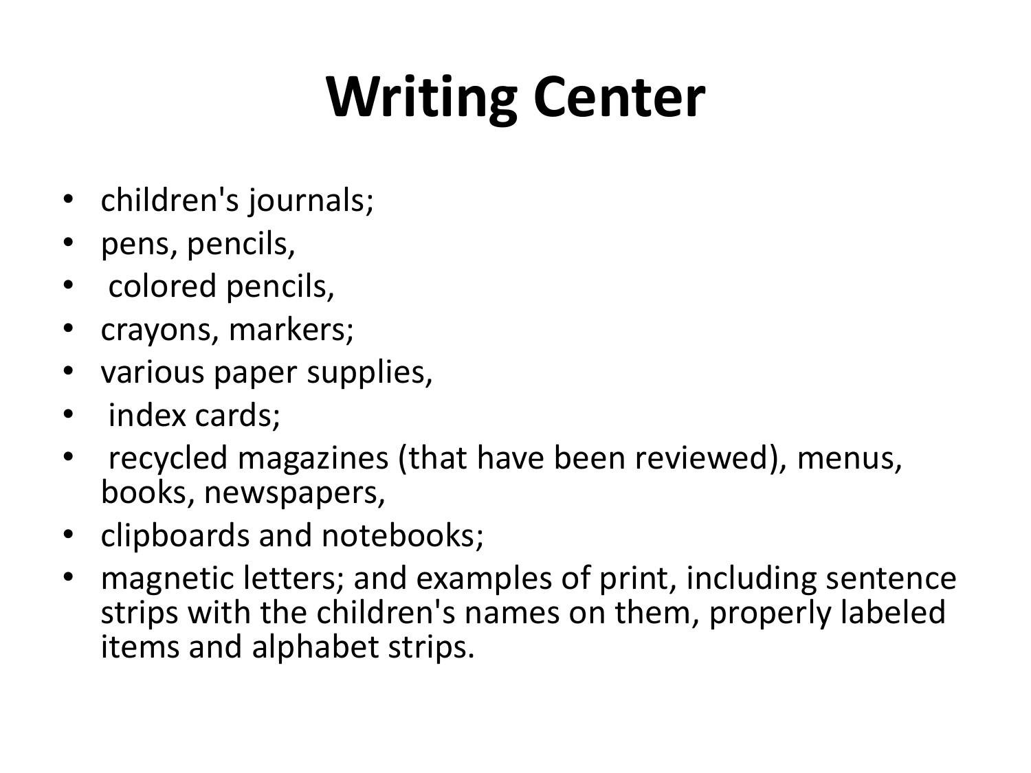# Writing Center

- children's journals;
- pens, pencils,
- colored pencils,
- crayons, markers;
- various paper supplies,
- index cards;
- recycled magazines (that have been reviewed), menus, books, newspapers,
- clipboards and notebooks;
- magnetic letters; and examples of print, including sentence strips with the children's names on them, properly labeled items and alphabet strips.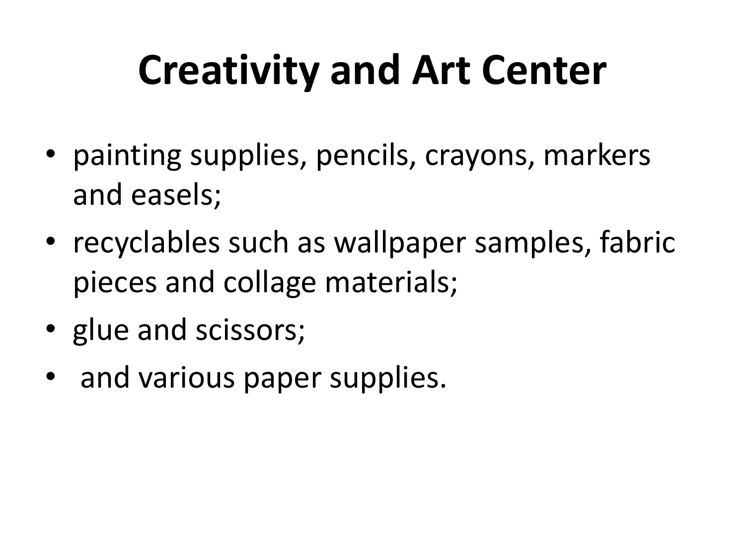# Creativity and Art Center

- painting supplies, pencils, crayons, markers and easels;
- recyclables such as wallpaper samples, fabric pieces and collage materials;
- glue and scissors;
- and various paper supplies.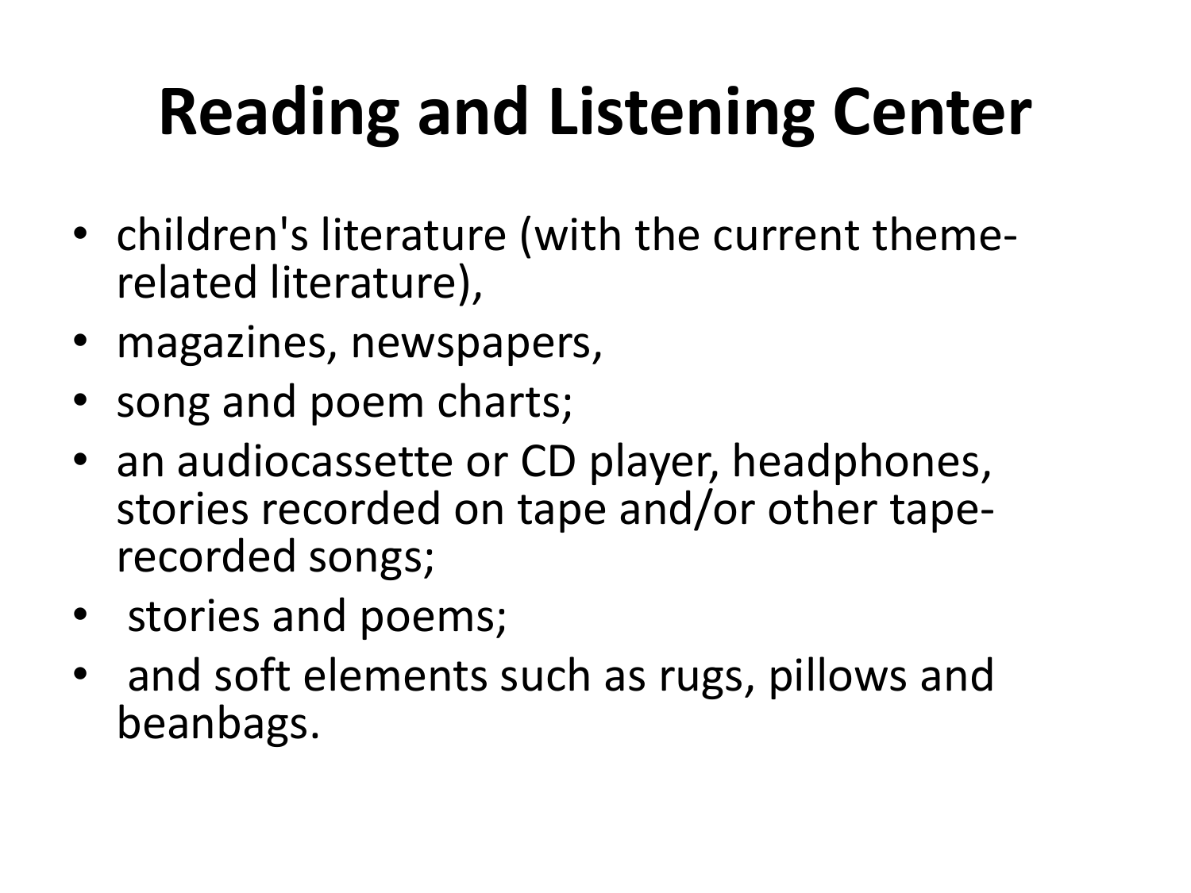# Reading and Listening Center

- children's literature (with the current theme-related literature),
- magazines, newspapers,
- song and poem charts;
- an audiocassette or CD player, headphones, stories recorded on tape and/or other tape-recorded songs;
- stories and poems;
- and soft elements such as rugs, pillows and beanbags.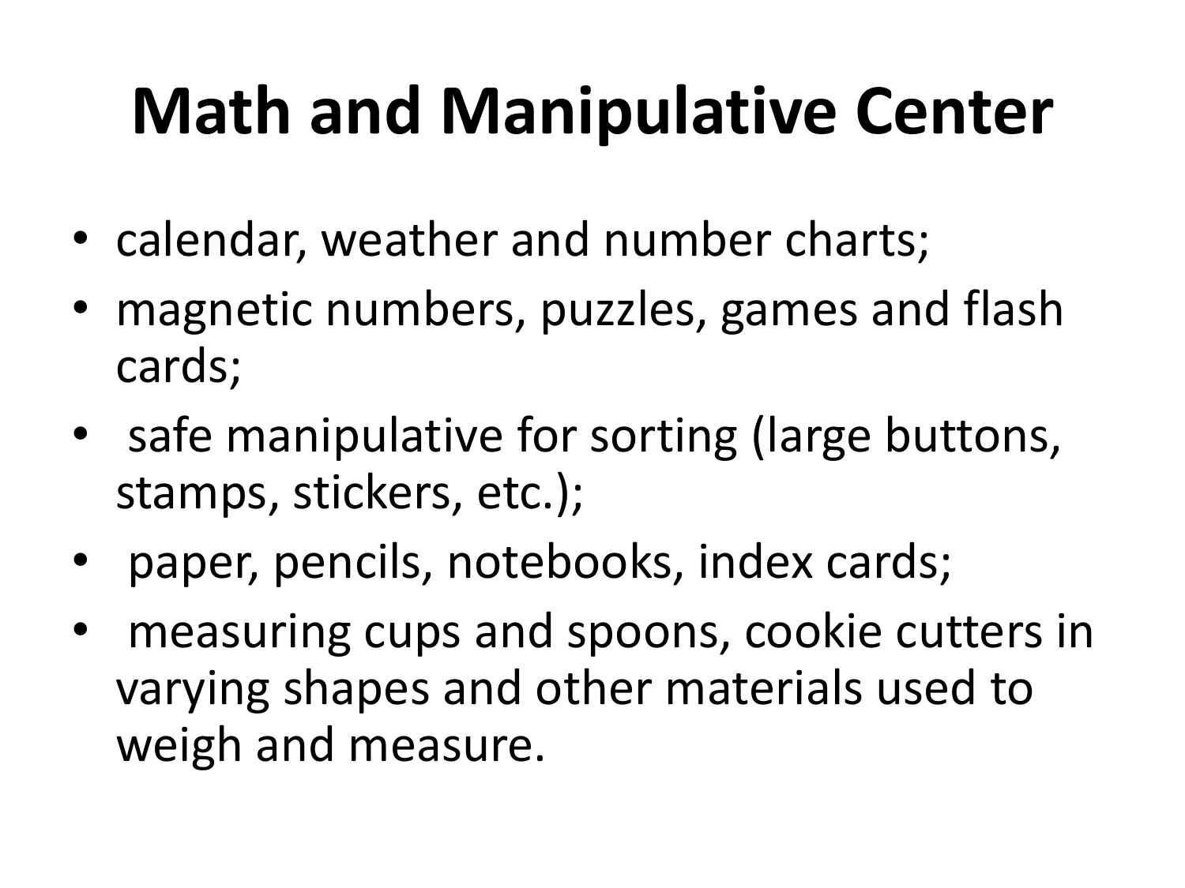# Math and Manipulative Center

- calendar, weather and number charts;
- magnetic numbers, puzzles, games and flash cards;
- safe manipulative for sorting (large buttons, stamps, stickers, etc.);
- paper, pencils, notebooks, index cards;
- measuring cups and spoons, cookie cutters in varying shapes and other materials used to weigh and measure.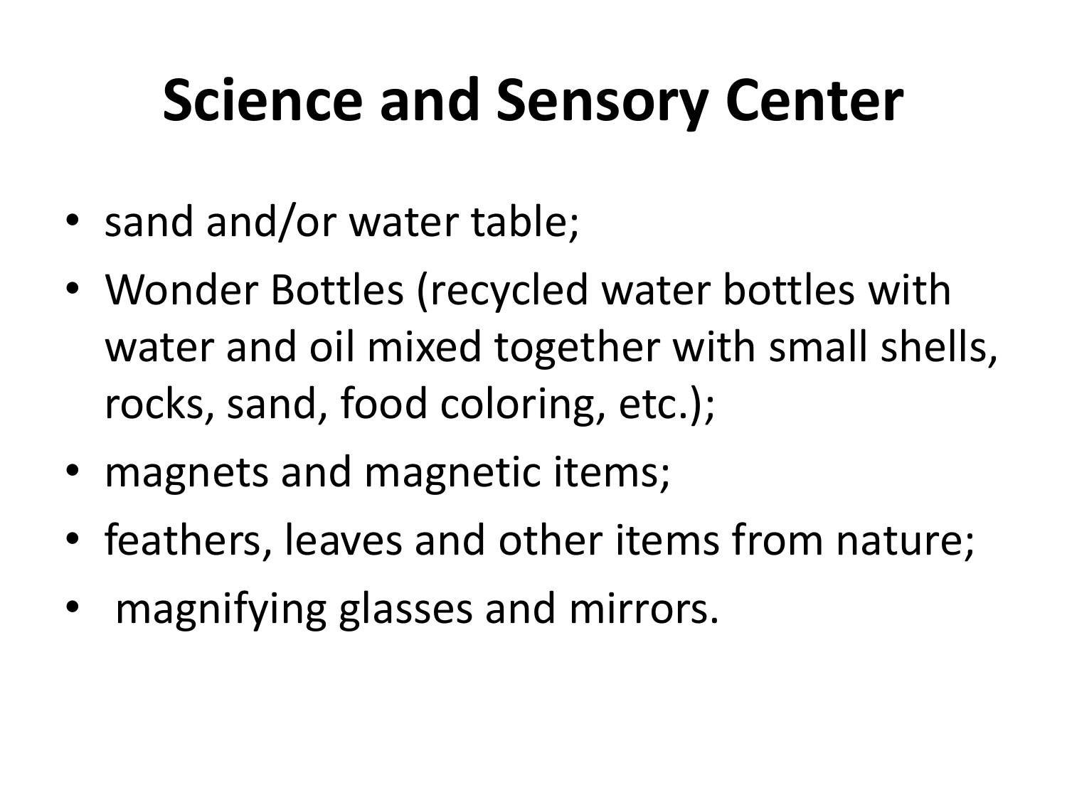# Science and Sensory Center

- sand and/or water table;
- Wonder Bottles (recycled water bottles with water and oil mixed together with small shells, rocks, sand, food coloring, etc.);
- magnets and magnetic items;
- feathers, leaves and other items from nature;
- magnifying glasses and mirrors.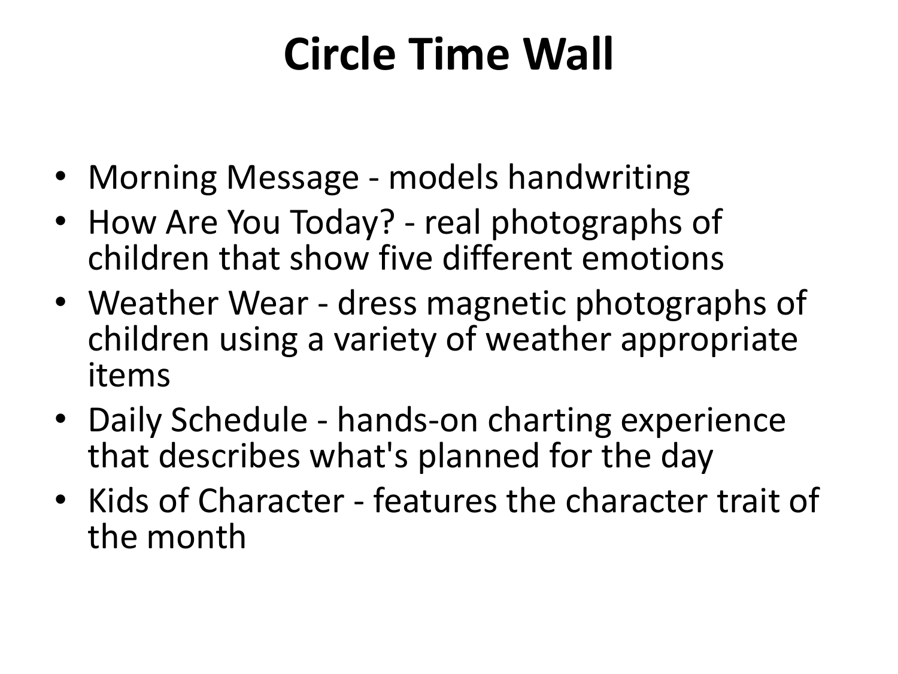# Circle Time Wall

- Morning Message - models handwriting
- How Are You Today? - real photographs of children that show five different emotions
- Weather Wear - dress magnetic photographs of children using a variety of weather appropriate items
- Daily Schedule - hands-on charting experience that describes what's planned for the day
- Kids of Character - features the character trait of the month